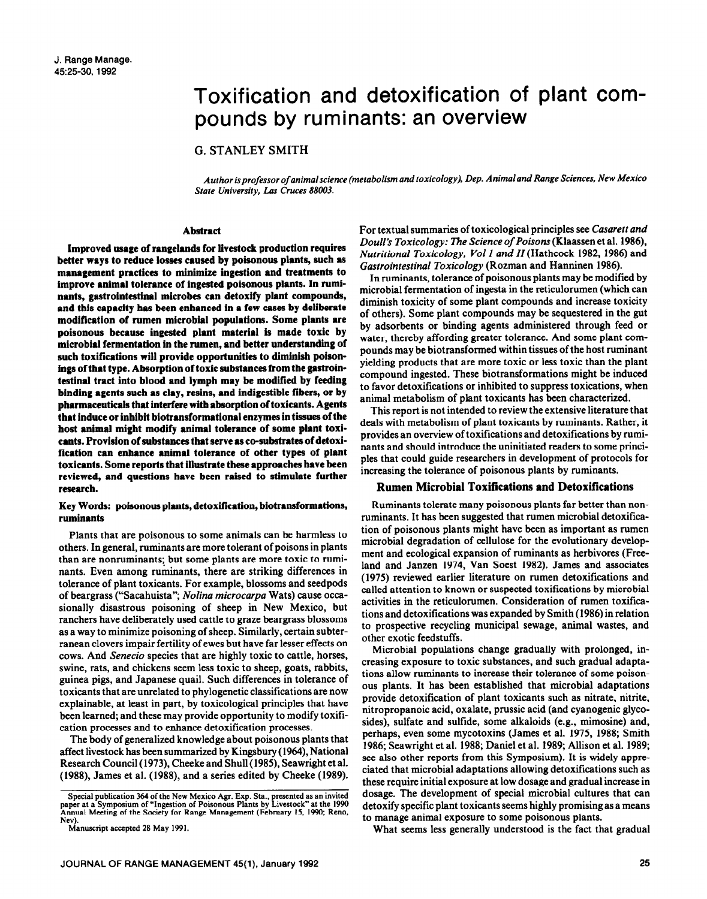# Toxification and detoxification of plant compounds by ruminants: an overview

G. STANLEY SMITH

*Author is professor of animal science (metabolism and toxicology), Dep. Animal and Range Sciences, New Mexico State University, Las Cruces 88003.*

## Abstract

**Improved usage of rangelands for livestock production requires better ways to reduce losses caused by poisonous plants, such as management practices to minimize ingestion and treatments to improve animal tolerance of ingested poisonous plants. In ruminants, gastrointestinal microbes can detoxify plant compounds, and this capacity has been enhanced in a few cases by deliberate modification of rumen microbial populations. Some plants are poisonous because ingested plant material is made toxic by microbial fermentation in the rumen, and better understanding of such toxifications will provide opportunities to diminish poisonings of that type. Absorption of toxic substances from the gastrointestinal tract into blood and lymph may be modified by feeding binding agents such as clay, resins, and indigestible fibers, or by pharmaceuticals that interfere with absorption of toxicants. Agents that induce or inhibit biotransformational enzymes in tissues of the host animal might modify animal tolerance of some plant toxicants. Provision of substances that serve as co-substrates of detoxification can enhance animal tolerance of other types of plant toxicants. Some reports that illustrate these approaches have been reviewed, and questions have been raised to stimulate further research.**

**Key Words: poisonous plants, detoxification, biotransformations, ruminants**

Plants that are poisonous to some animals can be harmless to others. In general, ruminants are more tolerant of poisons in plants than are nonruminants; but some plants are more toxic to ruminants. Even among ruminants, there are striking differences in tolerance of plant toxicants. For example, blossoms and seedpods of beargrass ("Sacahuista"; *Nolina microcarpa* Wats) cause occasionally disastrous poisoning of sheep in New Mexico, but ranchers have deliberately used cattle to graze beargrass blossoms as a way to minimize poisoning of sheep. Similarly, certain subterranean clovers impair fertility of ewes but have far lesser effects on cows. And *Senecio* species that are highly toxic to cattle, horses, swine, rats, and chickens seem less toxic to sheep, goats, rabbits, guinea pigs, and Japanese quail. Such differences in tolerance of toxicants that are unrelated to phylogenetic classifications are now explainable, at least in part, by toxicological principles that have been learned; and these may provide opportunity to modify toxification processes and to enhance detoxification processes.

The body of generalized knowledge about poisonous plants that affect livestock has been summarized by Kingsbury (1964), National Research Council (1973), Cheeke and Shull (1985), Seawright et al. (1988), James et al. (1988), and a series edited by Cheeke (1989). For textual summaries of toxicological principles see *Casarett and Doull's Toxicology: The Science of Poisons* (Klaassen et al. 1986), *Nutritional Toxicology, Vol I and II* (Hathcock 1982, 1986) and *Gastrointestinal Toxicology* (Rozman and Hanninen 1986).

In ruminants, tolerance of poisonous plants may be modified by microbial fermentation of ingesta in the reticulorumen (which can diminish toxicity of some plant compounds and increase toxicity of others). Some plant compounds may be sequestered in the gut by adsorbents or binding agents administered through feed or water, thereby affording greater tolerance. And some plant compounds may be biotransformed within tissues of the host ruminant yielding products that are more toxic or less toxic than the plant compound ingested. These biotransformations might be induced to favor detoxifications or inhibited to suppress toxications, when animal metabolism of plant toxicants has been characterized.

This report is not intended to review the extensive literature that deals with metabolism of plant toxicants by ruminants. Rather, it provides an overview of toxifications and detoxifications by ruminants and should introduce the uninitiated readers to some principles that could guide researchers in development of protocols for increasing the tolerance of poisonous plants by ruminants.

## Rumen Microbial Toxifications and Detoxifications

Ruminants tolerate many poisonous plants far better than nonruminants. It has been suggested that rumen microbial detoxification of poisonous plants might have been as important as rumen microbial degradation of cellulose for the evolutionary development and ecological expansion of ruminants as herbivores (Freeland and Janzen 1974, Van Soest 1982). James and associates (1975) reviewed earlier literature on rumen detoxifications and called attention to known or suspected toxifications by microbial activities in the reticulorumen. Consideration of rumen toxifications and detoxifications was expanded by Smith (1986) in relation to prospective recycling municipal sewage, animal wastes, and other exotic feedstuffs.

Microbial populations change gradually with prolonged, increasing exposure to toxic substances, and such gradual adaptations allow ruminants to increase their tolerance of some poisonous plants. It has been established that microbial adaptations provide detoxification of plant toxicants such as nitrate, nitrite, nitropropanoic acid, oxalate, prussic acid (and cyanogenic glycosides), sulfate and sulfide, some alkaloids (e.g., mimosine) and, perhaps, even some mycotoxins (James et al. 1975, 1988; Smith 1986; Seawright et al. 1988; Daniel et al. 1989; Allison et al. 1989; see also other reports from this Symposium). It is widely appreciated that microbial adaptations allowing detoxifications such as these require initial exposure at low dosage and gradual increase in dosage. The development of special microbial cultures that can detoxify specific plant toxicants seems highly promising as a means to manage animal exposure to some poisonous plants.

What seems less generally understood is the fact that gradual

Special publication 364 of the New Mexico Agr. Exp. Sta., presented as an invited paper at a Symposium of "Ingestion of Poisonous Plants by Livestock" at the 1990 Annual Meeting of the Society for Range Management (February 15, 1990; Reno, Nev).

Manuscript accepted 28 May 1991.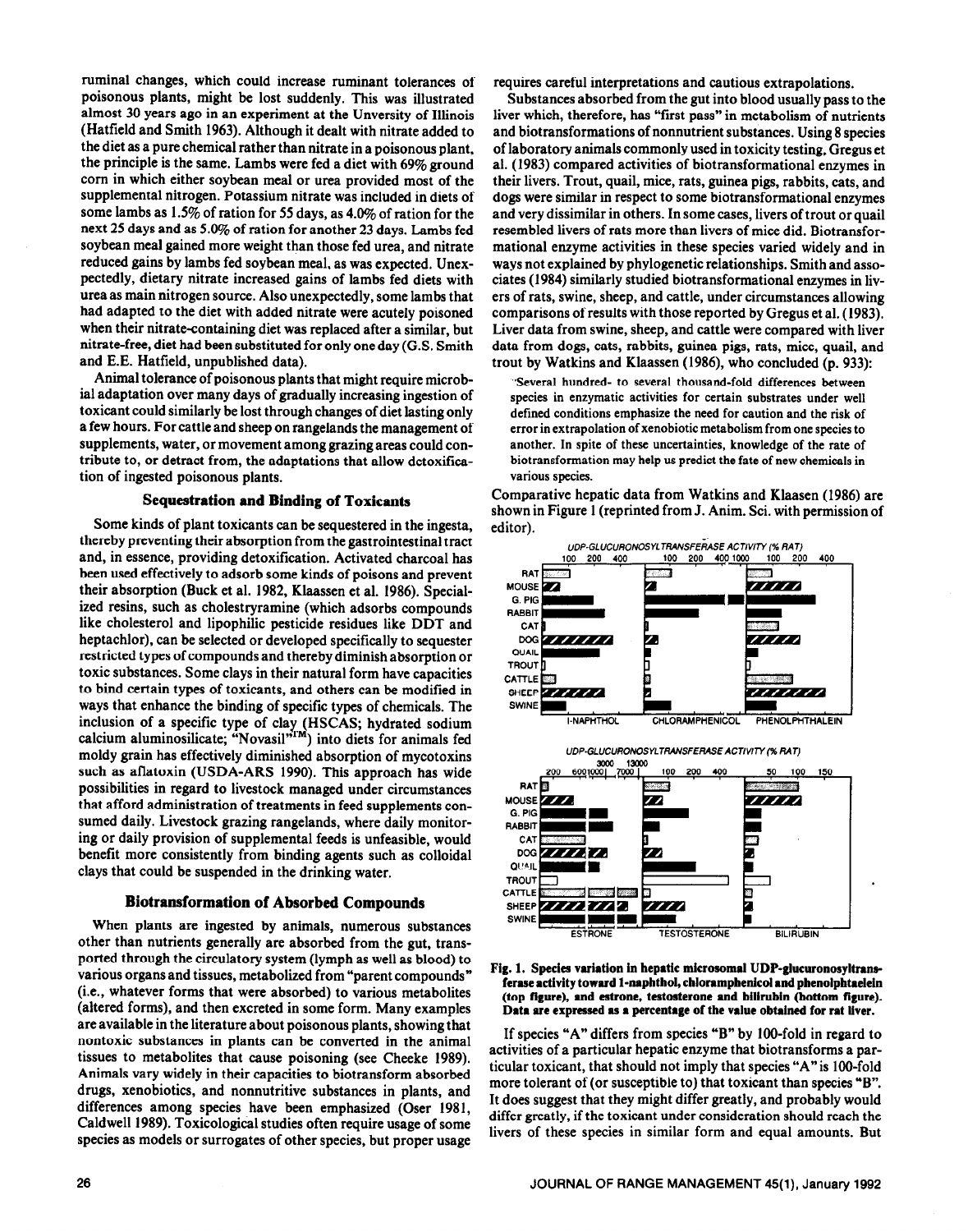ruminal changes, which could increase ruminant tolerances of poisonous plants, might be lost suddenly. This was illustrated almost 30 years ago in an experiment at the Unversity of Illinois (Hatfield and Smith 1963). Although it dealt with nitrate added to the diet as a pure chemical rather than nitrate in a poisonous plant, the principle is the same. Lambs were fed a diet with 69% ground corn in which either soybean meal or urea provided most of the supplemental nitrogen. Potassium nitrate was included in diets of some lambs as 1.5% of ration for 55 days, as 4.0% of ration for the next 25 days and as 5.0% of ration for another 23 days. Lambs fed soybean meal gained more weight than those fed urea, and nitrate reduced gains by lambs fed soybean meal, as was expected. Unexpectedly, dietary nitrate increased gains of lambs fed diets with urea as main nitrogen source. Also unexpectedly, some lambs that had adapted to the diet with added nitrate were acutely poisoned when their nitrate-containing diet was replaced after a similar, but nitrate-free, diet had been substituted for only one day (G.S. Smith and E.E. Hatfield, unpublished data).

Animal tolerance of poisonous plants that might require microbial adaptation over many days of gradually increasing ingestion of toxicant could similarly be lost through changes of diet lasting only a few hours. For cattle and sheep on rangelands the management of supplements, water, or movement among grazing areas could contribute to, or detract from, the adaptations that allow detoxification of ingested poisonous plants.

### Sequestration and Binding of Toxicants

Some kinds of plant toxicants can be sequestered in the ingesta, thereby preventing their absorption from the gastrointestinal tract and, in essence, providing detoxification. Activated charcoal has been used effectively to adsorb some kinds of poisons and prevent their absorption (Buck et al. 1982, Klaassen et al. 1986). Specialized resins, such as cholestryramine (which adsorbs compounds like cholesterol and lipophilic pesticide residues like DDT and heptachlor), can be selected or developed specifically to sequester restricted types of compounds and thereby diminish absorption or toxic substances. Some clays in their natural form have capacities to bind certain types of toxicants, and others can be modified in ways that enhance the binding of specific types of chemicals. The inclusion of a specific type of clay (HSCAS; hydrated sodium calcium aluminosilicate; "Novasil"™) into diets for animals fed moldy grain has effectively diminished absorption of mycotoxins such as aflatoxin (USDA-ARS 1990). This approach has wide possibilities in regard to livestock managed under circumstances that afford administration of treatments in feed supplements consumed daily. Livestock grazing rangelands, where daily monitoring or daily provision of supplemental feeds is unfeasible, would benefit more consistently from binding agents such as colloidal clays that could be suspended in the drinking water.

### Biotransformation of Absorbed Compounds

When plants are ingested by animals, numerous substances other than nutrients generally are absorbed from the gut, transported through the circulatory system (lymph as well as blood) to various organs and tissues, metabolized from "parent compounds" (i.e., whatever forms that were absorbed) to various metabolites (altered forms), and then excreted in some form. Many examples are available in the literature about poisonous plants, showing that nontoxic substances in plants can be converted in the animal tissues to metabolites that cause poisoning (see Cheeke 1989). Animals vary widely in their capacities to biotransform absorbed drugs, xenobiotics, and nonnutritive substances in plants, and differences among species have been emphasized (Oser 1981, Caldwell 1989). Toxicological studies often require usage of some species as models or surrogates of other species, but proper usage requires careful interpretations and cautious extrapolations.

Substances absorbed from the gut into blood usually pass to the liver which, therefore, has "first pass" in metabolism of nutrients and biotransformations of nonnutrient substances. Using 8 species of laboratory animals commonly used in toxicity testing, Gregus et al. (1983) compared activities of biotransformational enzymes in their livers. Trout, quail, mice, rats, guinea pigs, rabbits, cats, and dogs were similar in respect to some biotransformational enzymes and very dissimilar in others. In some cases, livers of trout or quail resembled livers of rats more than livers of mice did. Biotransformational enzyme activities in these species varied widely and in ways not explained by phylogenetic relationships. Smith and associates (1984) similarly studied biotransformational enzymes in livers of rats, swine, sheep, and cattle, under circumstances allowing comparisons of results with those reported by Gregus et al. (1983). Liver data from swine, sheep, and cattle were compared with liver data from dogs, cats, rabbits, guinea pigs, rats, mice, quail, and trout by Watkins and Klaassen (1986), who concluded (p. 933):

> "Several hundred- to several thousand-fold differences between species in enzymatic activities for certain substrates under well defined conditions emphasize the need for caution and the risk of error in extrapolation of xenobiotic metabolism from one species to another. In spite of these uncertainties, knowledge of the rate of biotransformation may help us predict the fate of new chemicals in various species.

Comparative hepatic data from Watkins and Klaassen (1986) are shown in Figure 1 (reprinted from J. Anim. Sci. with permission of editor).

UDP-GLUCURONOSYLTRANSFERASE ACTIVITY (% RAT)

100 200 400 | 100 200 400 1000 | 100 200 400

RAT, MOUSE, G. PIG, RABBIT, CAT, DOG, QUAIL, TROUT, CATTLE, SHEEP, SWINE

1-NAPHTHOL | CHLORAMPHENICOL | PHENOLPHTHALEIN

UDP-GLUCURONOSYLTRANSFERASE ACTIVITY (% RAT)

200 600 1000 3000 7000 13000 | 100 200 400 | 50 100 150

RAT, MOUSE, G. PIG, RABBIT, CAT, DOG, QUAIL, TROUT, CATTLE, SHEEP, SWINE

ESTRONE | TESTOSTERONE | BILIRUBIN

**Fig. 1. Species variation in hepatic microsomal UDP-glucuronosyltransferase activity toward 1-naphthol, chloramphenicol and phenolphtaelein (top figure), and estrone, testosterone and bilirubin (bottom figure). Data are expressed as a percentage of the value obtained for rat liver.**

If species "A" differs from species "B" by 100-fold in regard to activities of a particular hepatic enzyme that biotransforms a particular toxicant, that should not imply that species "A" is 100-fold more tolerant of (or susceptible to) that toxicant than species "B". It does suggest that they might differ greatly, and probably would differ greatly, if the toxicant under consideration should reach the livers of these species in similar form and equal amounts. But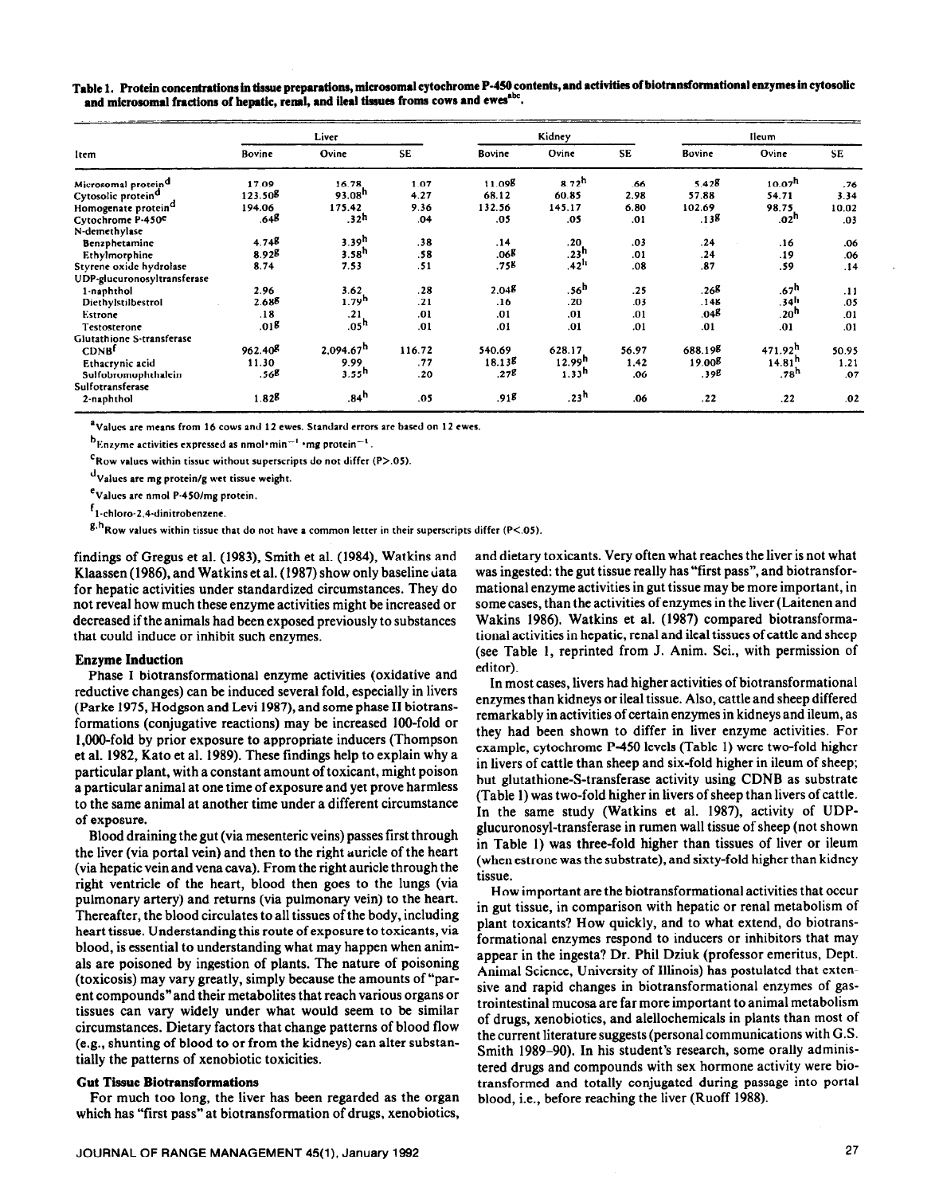**Table 1. Protein concentrations in tissue preparations, microsomal cytochrome P-450 contents, and activities of biotransformational enzymes in cytosolic and microsomal fractions of hepatic, renal, and ileal tissues froms cows and ewes[abc].**

| Item | Liver | | | Kidney | | | Ileum | | |
|---|---|---|---|---|---|---|---|---|---|
| | Bovine | Ovine | SE | Bovine | Ovine | SE | Bovine | Ovine | SE |
| Microsomal protein[d] | 17.09 | 16.78 | 1.07 | 11.09[g] | 8.72[h] | .66 | 5.42[g] | 10.07[h] | .76 |
| Cytosolic protein[d] | 123.50[g] | 93.08[h] | 4.27 | 68.12 | 60.85 | 2.98 | 57.88 | 54.71 | 3.34 |
| Homogenate protein[d] | 194.06 | 175.42 | 9.36 | 132.56 | 145.17 | 6.80 | 102.69 | 98.75 | 10.02 |
| Cytochrome P-450[e] | .64[g] | .32[h] | .04 | .05 | .05 | .01 | .13[g] | .02[h] | .03 |
| N-demethylase | | | | | | | | | |
| Benzphetamine | 4.74[g] | 3.39[h] | .38 | .14 | .20 | .03 | .24 | .16 | .06 |
| Ethylmorphine | 8.92[g] | 3.58[h] | .58 | .06[g] | .23[h] | .01 | .24 | .19 | .06 |
| Styrene oxide hydrolase | 8.74 | 7.53 | .51 | .75[g] | .42[h] | .08 | .87 | .59 | .14 |
| UDP-glucuronosyltransferase | | | | | | | | | |
| 1-naphthol | 2.96 | 3.62 | .28 | 2.04[g] | .56[h] | .25 | .26[g] | .67[h] | .11 |
| Diethylstilbestrol | 2.68[g] | 1.79[h] | .21 | .16 | .20 | .03 | .14[g] | .34[h] | .05 |
| Estrone | .18 | .21 | .01 | .01 | .01 | .01 | .04[g] | .20[h] | .01 |
| Testosterone | .01[g] | .05[h] | .01 | .01 | .01 | .01 | .01 | .01 | .01 |
| Glutathione S-transferase | | | | | | | | | |
| CDNB[f] | 962.40[g] | 2,094.67[h] | 116.72 | 540.69 | 628.17 | 56.97 | 688.19[g] | 471.92[h] | 50.95 |
| Ethacrynic acid | 11.30 | 9.99 | .77 | 18.13[g] | 12.99[h] | 1.42 | 19.00[g] | 14.81[h] | 1.21 |
| Sulfobromophthalein | .56[g] | 3.55[h] | .20 | .27[g] | 1.33[h] | .06 | .39[g] | .78[h] | .07 |
| Sulfotransferase | | | | | | | | | |
| 2-naphthol | 1.82[g] | .84[h] | .05 | .91[g] | .23[h] | .06 | .22 | .22 | .02 |

[a]Values are means from 16 cows and 12 ewes. Standard errors are based on 12 ewes.

[b]Enzyme activities expressed as nmol·min$^{-1}$·mg protein$^{-1}$.

[c]Row values within tissue without superscripts do not differ (P>.05).

[d]Values are mg protein/g wet tissue weight.

[e]Values are nmol P-450/mg protein.

[f]1-chloro-2,4-dinitrobenzene.

[g,h]Row values within tissue that do not have a common letter in their superscripts differ (P<.05).

findings of Gregus et al. (1983), Smith et al. (1984), Watkins and Klaassen (1986), and Watkins et al. (1987) show only baseline data for hepatic activities under standardized circumstances. They do not reveal how much these enzyme activities might be increased or decreased if the animals had been exposed previously to substances that could induce or inhibit such enzymes.

### Enzyme Induction

Phase I biotransformational enzyme activities (oxidative and reductive changes) can be induced several fold, especially in livers (Parke 1975, Hodgson and Levi 1987), and some phase II biotransformations (conjugative reactions) may be increased 100-fold or 1,000-fold by prior exposure to appropriate inducers (Thompson et al. 1982, Kato et al. 1989). These findings help to explain why a particular plant, with a constant amount of toxicant, might poison a particular animal at one time of exposure and yet prove harmless to the same animal at another time under a different circumstance of exposure.

Blood draining the gut (via mesenteric veins) passes first through the liver (via portal vein) and then to the right auricle of the heart (via hepatic vein and vena cava). From the right auricle through the right ventricle of the heart, blood then goes to the lungs (via pulmonary artery) and returns (via pulmonary vein) to the heart. Thereafter, the blood circulates to all tissues of the body, including heart tissue. Understanding this route of exposure to toxicants, via blood, is essential to understanding what may happen when animals are poisoned by ingestion of plants. The nature of poisoning (toxicosis) may vary greatly, simply because the amounts of "parent compounds" and their metabolites that reach various organs or tissues can vary widely under what would seem to be similar circumstances. Dietary factors that change patterns of blood flow (e.g., shunting of blood to or from the kidneys) can alter substantially the patterns of xenobiotic toxicities.

### Gut Tissue Biotransformations

For much too long, the liver has been regarded as the organ which has "first pass" at biotransformation of drugs, xenobiotics, and dietary toxicants. Very often what reaches the liver is not what was ingested: the gut tissue really has "first pass", and biotransformational enzyme activities in gut tissue may be more important, in some cases, than the activities of enzymes in the liver (Laitenen and Wakins 1986). Watkins et al. (1987) compared biotransformational activities in hepatic, renal and ileal tissues of cattle and sheep (see Table 1, reprinted from J. Anim. Sci., with permission of editor).

In most cases, livers had higher activities of biotransformational enzymes than kidneys or ileal tissue. Also, cattle and sheep differed remarkably in activities of certain enzymes in kidneys and ileum, as they had been shown to differ in liver enzyme activities. For example, cytochrome P-450 levels (Table 1) were two-fold higher in livers of cattle than sheep and six-fold higher in ileum of sheep; but glutathione-S-transferase activity using CDNB as substrate (Table 1) was two-fold higher in livers of sheep than livers of cattle. In the same study (Watkins et al. 1987), activity of UDP-glucuronosyl-transferase in rumen wall tissue of sheep (not shown in Table 1) was three-fold higher than tissues of liver or ileum (when estrone was the substrate), and sixty-fold higher than kidney tissue.

How important are the biotransformational activities that occur in gut tissue, in comparison with hepatic or renal metabolism of plant toxicants? How quickly, and to what extend, do biotransformational enzymes respond to inducers or inhibitors that may appear in the ingesta? Dr. Phil Dziuk (professor emeritus, Dept. Animal Science, University of Illinois) has postulated that extensive and rapid changes in biotransformational enzymes of gastrointestinal mucosa are far more important to animal metabolism of drugs, xenobiotics, and allelochemicals in plants than most of the current literature suggests (personal communications with G.S. Smith 1989–90). In his student's research, some orally administered drugs and compounds with sex hormone activity were biotransformed and totally conjugated during passage into portal blood, i.e., before reaching the liver (Ruoff 1988).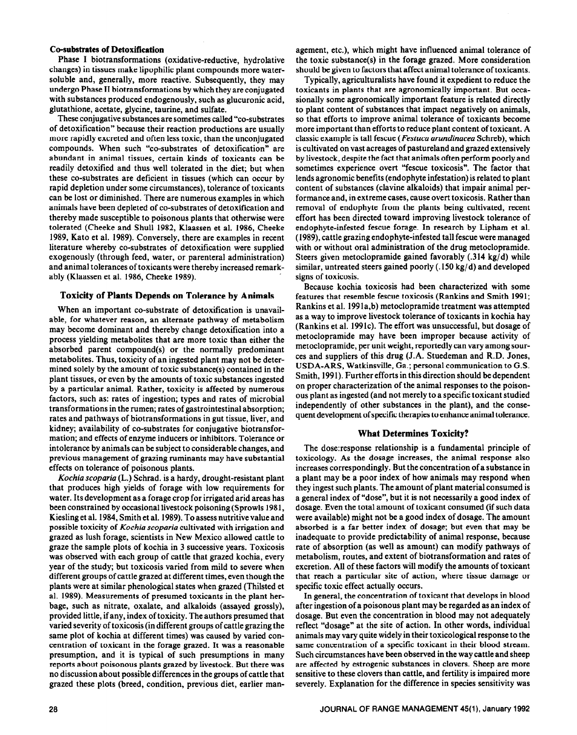**Co-substrates of Detoxification**

Phase I biotransformations (oxidative-reductive, hydrolative changes) in tissues make lipophilic plant compounds more water-soluble and, generally, more reactive. Subsequently, they may undergo Phase II biotransformations by which they are conjugated with substances produced endogenously, such as glucuronic acid, glutathione, acetate, glycine, taurine, and sulfate.

These conjugative substances are sometimes called "co-substrates of detoxification" because their reaction productions are usually more rapidly excreted and often less toxic, than the unconjugated compounds. When such "co-substrates of detoxification" are abundant in animal tissues, certain kinds of toxicants can be readily detoxified and thus well tolerated in the diet; but when these co-substrates are deficient in tissues (which can occur by rapid depletion under some circumstances), tolerance of toxicants can be lost or diminished. There are numerous examples in which animals have been depleted of co-substrates of detoxification and thereby made susceptible to poisonous plants that otherwise were tolerated (Cheeke and Shull 1982, Klaassen et al. 1986, Cheeke 1989, Kato et al. 1989). Conversely, there are examples in recent literature whereby co-substrates of detoxification were supplied exogenously (through feed, water, or parenteral administration) and animal tolerances of toxicants were thereby increased remarkably (Klaassen et al. 1986, Cheeke 1989).

## Toxicity of Plants Depends on Tolerance by Animals

When an important co-substrate of detoxification is unavailable, for whatever reason, an alternate pathway of metabolism may become dominant and thereby change detoxification into a process yielding metabolites that are more toxic than either the absorbed parent compound(s) or the normally predominant metabolites. Thus, toxicity of an ingested plant may not be determined solely by the amount of toxic substance(s) contained in the plant tissues, or even by the amounts of toxic substances ingested by a particular animal. Rather, toxicity is affected by numerous factors, such as: rates of ingestion; types and rates of microbial transformations in the rumen; rates of gastrointestinal absorption; rates and pathways of biotransformations in gut tissue, liver, and kidney; availability of co-substrates for conjugative biotransformation; and effects of enzyme inducers or inhibitors. Tolerance or intolerance by animals can be subject to considerable changes, and previous management of grazing ruminants may have substantial effects on tolerance of poisonous plants.

*Kochia scoparia* (L.) Schrad. is a hardy, drought-resistant plant that produces high yields of forage with low requirements for water. Its development as a forage crop for irrigated arid areas has been constrained by occasional livestock poisoning (Sprowls 1981, Kiesling et al. 1984, Smith et al. 1989). To assess nutritive value and possible toxicity of *Kochia scoparia* cultivated with irrigation and grazed as lush forage, scientists in New Mexico allowed cattle to graze the sample plots of kochia in 3 successive years. Toxicosis was observed with each group of cattle that grazed kochia, every year of the study; but toxicosis varied from mild to severe when different groups of cattle grazed at different times, even though the plants were at similar phenological states when grazed (Thilsted et al. 1989). Measurements of presumed toxicants in the plant herbage, such as nitrate, oxalate, and alkaloids (assayed grossly), provided little, if any, index of toxicity. The authors presumed that varied severity of toxicosis (in different groups of cattle grazing the same plot of kochia at different times) was caused by varied concentration of toxicant in the forage grazed. It was a reasonable presumption, and it is typical of such presumptions in many reports about poisonous plants grazed by livestock. But there was no discussion about possible differences in the groups of cattle that grazed these plots (breed, condition, previous diet, earlier management, etc.), which might have influenced animal tolerance of the toxic substance(s) in the forage grazed. More consideration should be given to factors that affect animal tolerance of toxicants.

Typically, agriculturalists have found it expedient to reduce the toxicants in plants that are agronomically important. But occasionally some agronomically important feature is related directly to plant content of substances that impact negatively on animals, so that efforts to improve animal tolerance of toxicants become more important than efforts to reduce plant content of toxicant. A classic example is tall fescue (*Festuca arundinacea* Schreb), which is cultivated on vast acreages of pastureland and grazed extensively by livestock, despite the fact that animals often perform poorly and sometimes experience overt "fescue toxicosis". The factor that lends agronomic benefits (endophyte infestation) is related to plant content of substances (clavine alkaloids) that impair animal performance and, in extreme cases, cause overt toxicosis. Rather than removal of endophyte from the plants being cultivated, recent effort has been directed toward improving livestock tolerance of endophyte-infested fescue forage. In research by Lipham et al. (1989), cattle grazing endophyte-infested tall fescue were managed with or without oral administration of the drug metoclopramide. Steers given metoclopramide gained favorably (.314 kg/d) while similar, untreated steers gained poorly (.150 kg/d) and developed signs of toxicosis.

Because kochia toxicosis had been characterized with some features that resemble fescue toxicosis (Rankins and Smith 1991; Rankins et al. 1991a,b) metoclopramide treatment was attempted as a way to improve livestock tolerance of toxicants in kochia hay (Rankins et al. 1991c). The effort was unsuccessful, but dosage of metoclopramide may have been improper because activity of metoclopramide, per unit weight, reportedly can vary among sources and suppliers of this drug (J.A. Stuedeman and R.D. Jones, USDA-ARS, Watkinsville, Ga.; personal communication to G.S. Smith, 1991). Further efforts in this direction should be dependent on proper characterization of the animal responses to the poisonous plant as ingested (and not merely to a specific toxicant studied independently of other substances in the plant), and the consequent development of specific therapies to enhance animal tolerance.

## What Determines Toxicity?

The dose:response relationship is a fundamental principle of toxicology. As the dosage increases, the animal response also increases correspondingly. But the concentration of a substance in a plant may be a poor index of how animals may respond when they ingest such plants. The amount of plant material consumed is a general index of "dose", but it is not necessarily a good index of dosage. Even the total amount of toxicant consumed (if such data were available) might not be a good index of dosage. The amount absorbed is a far better index of dosage; but even that may be inadequate to provide predictability of animal response, because rate of absorption (as well as amount) can modify pathways of metabolism, routes, and extent of biotransformation and rates of excretion. All of these factors will modify the amounts of toxicant that reach a particular site of action, where tissue damage or specific toxic effect actually occurs.

In general, the concentration of toxicant that develops in blood after ingestion of a poisonous plant may be regarded as an index of dosage. But even the concentration in blood may not adequately reflect "dosage" at the site of action. In other words, individual animals may vary quite widely in their toxicological response to the same concentration of a specific toxicant in their blood stream. Such circumstances have been observed in the way cattle and sheep are affected by estrogenic substances in clovers. Sheep are more sensitive to these clovers than cattle, and fertility is impaired more severely. Explanation for the difference in species sensitivity was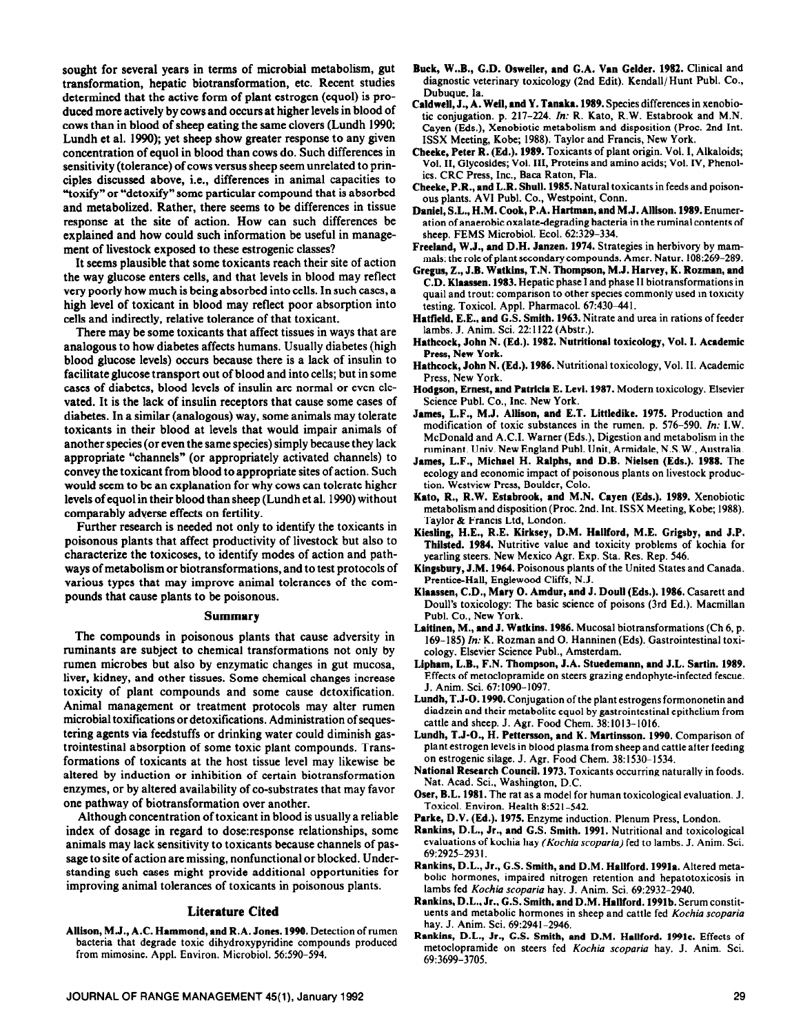sought for several years in terms of microbial metabolism, gut transformation, hepatic biotransformation, etc. Recent studies determined that the active form of plant estrogen (equol) is produced more actively by cows and occurs at higher levels in blood of cows than in blood of sheep eating the same clovers (Lundh 1990; Lundh et al. 1990); yet sheep show greater response to any given concentration of equol in blood than cows do. Such differences in sensitivity (tolerance) of cows versus sheep seem unrelated to principles discussed above, i.e., differences in animal capacities to "toxify" or "detoxify" some particular compound that is absorbed and metabolized. Rather, there seems to be differences in tissue response at the site of action. How can such differences be explained and how could such information be useful in management of livestock exposed to these estrogenic classes?

It seems plausible that some toxicants reach their site of action the way glucose enters cells, and that levels in blood may reflect very poorly how much is being absorbed into cells. In such cases, a high level of toxicant in blood may reflect poor absorption into cells and indirectly, relative tolerance of that toxicant.

There may be some toxicants that affect tissues in ways that are analogous to how diabetes affects humans. Usually diabetes (high blood glucose levels) occurs because there is a lack of insulin to facilitate glucose transport out of blood and into cells; but in some cases of diabetes, blood levels of insulin are normal or even elevated. It is the lack of insulin receptors that cause some cases of diabetes. In a similar (analogous) way, some animals may tolerate toxicants in their blood at levels that would impair animals of another species (or even the same species) simply because they lack appropriate "channels" (or appropriately activated channels) to convey the toxicant from blood to appropriate sites of action. Such would seem to be an explanation for why cows can tolerate higher levels of equol in their blood than sheep (Lundh et al. 1990) without comparably adverse effects on fertility.

Further research is needed not only to identify the toxicants in poisonous plants that affect productivity of livestock but also to characterize the toxicoses, to identify modes of action and pathways of metabolism or biotransformations, and to test protocols of various types that may improve animal tolerances of the compounds that cause plants to be poisonous.

## Summary

The compounds in poisonous plants that cause adversity in ruminants are subject to chemical transformations not only by rumen microbes but also by enzymatic changes in gut mucosa, liver, kidney, and other tissues. Some chemical changes increase toxicity of plant compounds and some cause detoxification. Animal management or treatment protocols may alter rumen microbial toxifications or detoxifications. Administration of sequestering agents via feedstuffs or drinking water could diminish gastrointestinal absorption of some toxic plant compounds. Transformations of toxicants at the host tissue level may likewise be altered by induction or inhibition of certain biotransformation enzymes, or by altered availability of co-substrates that may favor one pathway of biotransformation over another.

Although concentration of toxicant in blood is usually a reliable index of dosage in regard to dose:response relationships, some animals may lack sensitivity to toxicants because channels of passage to site of action are missing, nonfunctional or blocked. Understanding such cases might provide additional opportunities for improving animal tolerances of toxicants in poisonous plants.

## Literature Cited

**Allison, M.J., A.C. Hammond, and R.A. Jones. 1990.** Detection of rumen bacteria that degrade toxic dihydroxypyridine compounds produced from mimosine. Appl. Environ. Microbiol. 56:590–594.

**Buck, W..B., G.D. Osweiler, and G.A. Van Gelder. 1982.** Clinical and diagnostic veterinary toxicology (2nd Edit). Kendall/Hunt Publ. Co., Dubuque. Ia.

**Caldwell, J., A. Weil, and Y. Tanaka. 1989.** Species differences in xenobiotic conjugation. p. 217–224. *In:* R. Kato, R.W. Estabrook and M.N. Cayen (Eds.), Xenobiotic metabolism and disposition (Proc. 2nd Int. ISSX Meeting, Kobe; 1988). Taylor and Francis, New York.

**Cheeke, Peter R. (Ed.). 1989.** Toxicants of plant origin. Vol. I, Alkaloids; Vol. II, Glycosides; Vol. III, Proteins and amino acids; Vol. IV, Phenolics. CRC Press, Inc., Baca Raton, Fla.

**Cheeke, P.R., and L.R. Shull. 1985.** Natural toxicants in feeds and poisonous plants. AVI Publ. Co., Westpoint, Conn.

**Daniel, S.L., H.M. Cook, P.A. Hartman, and M.J. Allison. 1989.** Enumeration of anaerobic oxalate-degrading bacteria in the ruminal contents of sheep. FEMS Microbiol. Ecol. 62:329–334.

**Freeland, W.J., and D.H. Janzen. 1974.** Strategies in herbivory by mammals: the role of plant secondary compounds. Amer. Natur. 108:269–289.

**Gregus, Z., J.B. Watkins, T.N. Thompson, M.J. Harvey, K. Rozman, and C.D. Klaassen. 1983.** Hepatic phase I and phase II biotransformations in quail and trout: comparison to other species commonly used in toxicity testing. Toxicol. Appl. Pharmacol. 67:430–441.

**Hatfield, E.E., and G.S. Smith. 1963.** Nitrate and urea in rations of feeder lambs. J. Anim. Sci. 22:1122 (Abstr.).

**Hathcock, John N. (Ed.). 1982. Nutritional toxicology, Vol. I. Academic Press, New York.**

**Hathcock, John N. (Ed.). 1986.** Nutritional toxicology, Vol. II. Academic Press, New York.

**Hodgson, Ernest, and Patricia E. Levi. 1987.** Modern toxicology. Elsevier Science Publ. Co., Inc. New York.

**James, L.F., M.J. Allison, and E.T. Littledike. 1975.** Production and modification of toxic substances in the rumen. p. 576–590. *In:* I.W. McDonald and A.C.I. Warner (Eds.), Digestion and metabolism in the ruminant. Univ. New England Publ. Unit, Armidale, N.S.W., Australia.

**James, L.F., Michael H. Ralphs, and D.B. Nielsen (Eds.). 1988.** The ecology and economic impact of poisonous plants on livestock production. Westview Press, Boulder, Colo.

**Kato, R., R.W. Estabrook, and M.N. Cayen (Eds.). 1989.** Xenobiotic metabolism and disposition (Proc. 2nd. Int. ISSX Meeting, Kobe; 1988). Taylor & Francis Ltd, London.

**Kiesling, H.E., R.E. Kirksey, D.M. Hallford, M.E. Grigsby, and J.P. Thilsted. 1984.** Nutritive value and toxicity problems of kochia for yearling steers. New Mexico Agr. Exp. Sta. Res. Rep. 546.

**Kingsbury, J.M. 1964.** Poisonous plants of the United States and Canada. Prentice-Hall, Englewood Cliffs, N.J.

**Klaassen, C.D., Mary O. Amdur, and J. Doull (Eds.). 1986.** Casarett and Doull's toxicology: The basic science of poisons (3rd Ed.). Macmillan Publ. Co., New York.

**Laitinen, M., and J. Watkins. 1986.** Mucosal biotransformations (Ch 6, p. 169–185) *In:* K. Rozman and O. Hanninen (Eds). Gastrointestinal toxicology. Elsevier Science Publ., Amsterdam.

**Lipham, L.B., F.N. Thompson, J.A. Stuedemann, and J.L. Sartin. 1989.** Effects of metoclopramide on steers grazing endophyte-infected fescue. J. Anim. Sci. 67:1090–1097.

**Lundh, T.J-O. 1990.** Conjugation of the plant estrogens formononetin and diadzein and their metabolite equol by gastrointestinal epithelium from cattle and sheep. J. Agr. Food Chem. 38:1013–1016.

**Lundh, T.J-O., H. Pettersson, and K. Martinsson. 1990.** Comparison of plant estrogen levels in blood plasma from sheep and cattle after feeding on estrogenic silage. J. Agr. Food Chem. 38:1530–1534.

**National Research Council. 1973.** Toxicants occurring naturally in foods. Nat. Acad. Sci., Washington, D.C.

**Oser, B.L. 1981.** The rat as a model for human toxicological evaluation. J. Toxicol. Environ. Health 8:521–542.

**Parke, D.V. (Ed.). 1975.** Enzyme induction. Plenum Press, London.

**Rankins, D.L., Jr., and G.S. Smith. 1991.** Nutritional and toxicological evaluations of kochia hay *(Kochia scoparia)* fed to lambs. J. Anim. Sci. 69:2925–2931.

**Rankins, D.L., Jr., G.S. Smith, and D.M. Hallford. 1991a.** Altered metabolic hormones, impaired nitrogen retention and hepatotoxicosis in lambs fed *Kochia scoparia* hay. J. Anim. Sci. 69:2932–2940.

**Rankins, D.L., Jr., G.S. Smith, and D.M. Hallford. 1991b.** Serum constituents and metabolic hormones in sheep and cattle fed *Kochia scoparia* hay. J. Anim. Sci. 69:2941–2946.

**Rankins, D.L., Jr., G.S. Smith, and D.M. Hallford. 1991c.** Effects of metoclopramide on steers fed *Kochia scoparia* hay. J. Anim. Sci. 69:3699–3705.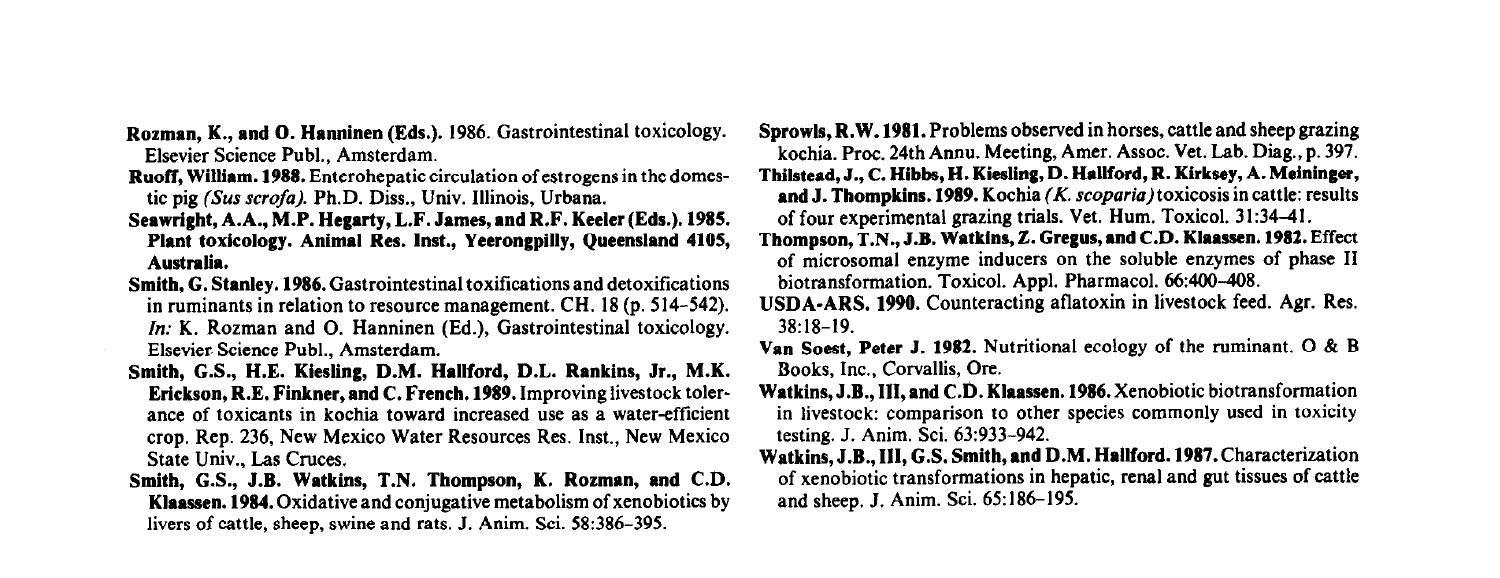**Rozman, K., and O. Hanninen (Eds.).** 1986. Gastrointestinal toxicology. Elsevier Science Publ., Amsterdam.

**Ruoff, William. 1988.** Enterohepatic circulation of estrogens in the domestic pig *(Sus scrofa)*. Ph.D. Diss., Univ. Illinois, Urbana.

**Seawright, A.A., M.P. Hegarty, L.F. James, and R.F. Keeler (Eds.). 1985. Plant toxicology. Animal Res. Inst., Yeerongpilly, Queensland 4105, Australia.**

**Smith, G. Stanley. 1986.** Gastrointestinal toxifications and detoxifications in ruminants in relation to resource management. CH. 18 (p. 514–542). *In:* K. Rozman and O. Hanninen (Ed.), Gastrointestinal toxicology. Elsevier Science Publ., Amsterdam.

**Smith, G.S., H.E. Kiesling, D.M. Hallford, D.L. Rankins, Jr., M.K. Erickson, R.E. Finkner, and C. French. 1989.** Improving livestock tolerance of toxicants in kochia toward increased use as a water-efficient crop. Rep. 236, New Mexico Water Resources Res. Inst., New Mexico State Univ., Las Cruces.

**Smith, G.S., J.B. Watkins, T.N. Thompson, K. Rozman, and C.D. Klaassen. 1984.** Oxidative and conjugative metabolism of xenobiotics by livers of cattle, sheep, swine and rats. J. Anim. Sci. 58:386–395.

**Sprowls, R.W. 1981.** Problems observed in horses, cattle and sheep grazing kochia. Proc. 24th Annu. Meeting, Amer. Assoc. Vet. Lab. Diag., p. 397.

**Thilstead, J., C. Hibbs, H. Kiesling, D. Hallford, R. Kirksey, A. Meininger, and J. Thompkins. 1989.** Kochia *(K. scoparia)* toxicosis in cattle: results of four experimental grazing trials. Vet. Hum. Toxicol. 31:34–41.

**Thompson, T.N., J.B. Watkins, Z. Gregus, and C.D. Klaassen. 1982.** Effect of microsomal enzyme inducers on the soluble enzymes of phase II biotransformation. Toxicol. Appl. Pharmacol. 66:400–408.

**USDA-ARS. 1990.** Counteracting aflatoxin in livestock feed. Agr. Res. 38:18–19.

**Van Soest, Peter J. 1982.** Nutritional ecology of the ruminant. O & B Books, Inc., Corvallis, Ore.

**Watkins, J.B., III, and C.D. Klaassen. 1986.** Xenobiotic biotransformation in livestock: comparison to other species commonly used in toxicity testing. J. Anim. Sci. 63:933–942.

**Watkins, J.B., III, G.S. Smith, and D.M. Hallford. 1987.** Characterization of xenobiotic transformations in hepatic, renal and gut tissues of cattle and sheep. J. Anim. Sci. 65:186–195.